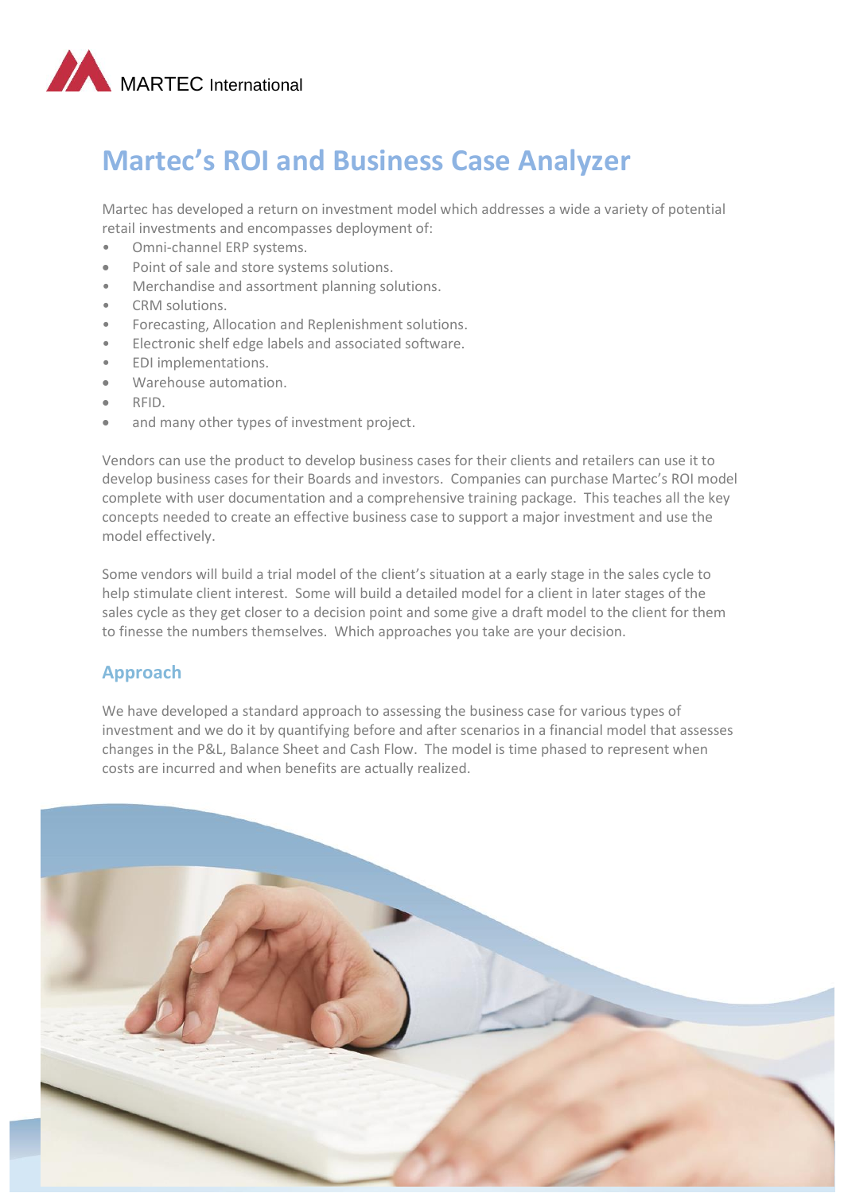MARTEC International

# Martec's ROI and Business Case Analyzer

Martec has developed a return on investment model which addresses a wide a variety of potential retail investments and encompasses deployment of:

- Omni-channel ERP systems.
- Point of sale and store systems solutions.
- Merchandise and assortment planning solutions.
- CRM solutions.
- Forecasting, Allocation and Replenishment solutions.
- Electronic shelf edge labels and associated software.
- EDI implementations.
- Warehouse automation.
- RFID.
- and many other types of investment project.

Vendors can use the product to develop business cases for their clients and retailers can use it to develop business cases for their Boards and investors. Companies can purchase Martec's ROI model complete with user documentation and a comprehensive training package. This teaches all the key concepts needed to create an effective business case to support a major investment and use the model effectively.

Some vendors will build a trial model of the client's situation at a early stage in the sales cycle to help stimulate client interest. Some will build a detailed model for a client in later stages of the sales cycle as they get closer to a decision point and some give a draft model to the client for them to finesse the numbers themselves. Which approaches you take are your decision.

## Approach

We have developed a standard approach to assessing the business case for various types of investment and we do it by quantifying before and after scenarios in a financial model that assesses changes in the P&L, Balance Sheet and Cash Flow. The model is time phased to represent when costs are incurred and when benefits are actually realized.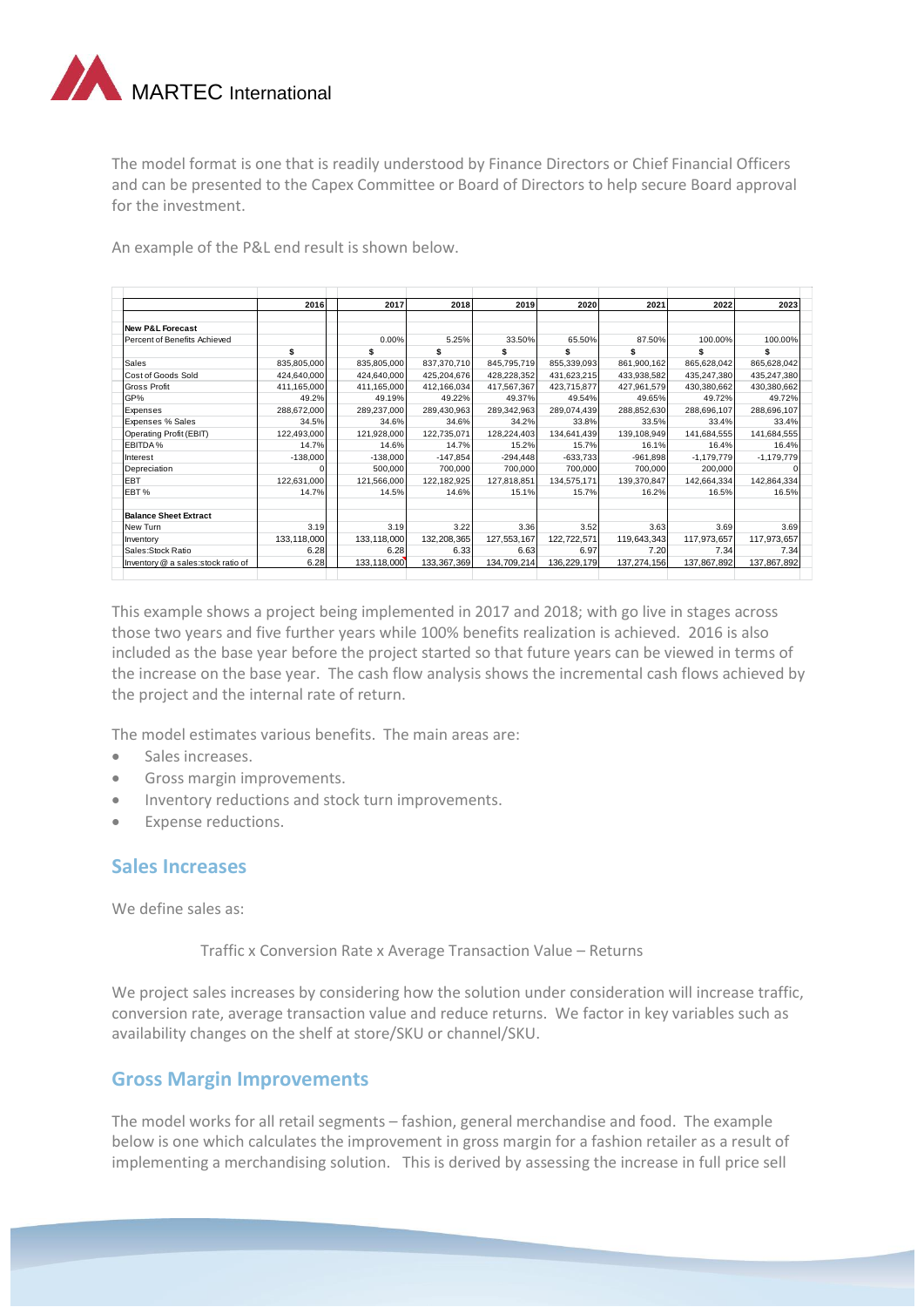The model format is one that is readily understood by Finance Directors or Chief Financial Officers and can be presented to the Capex Committee or Board of Directors to help secure Board approval for the investment.

An example of the P&L end result is shown below.

| | 2016 | 2017 | 2018 | 2019 | 2020 | 2021 | 2022 | 2023 |
|---|---|---|---|---|---|---|---|---|
| **New P&L Forecast** | | | | | | | | |
| Percent of Benefits Achieved | | 0.00% | 5.25% | 33.50% | 65.50% | 87.50% | 100.00% | 100.00% |
| | $ | $ | $ | $ | $ | $ | $ | $ |
| Sales | 835,805,000 | 835,805,000 | 837,370,710 | 845,795,719 | 855,339,093 | 861,900,162 | 865,628,042 | 865,628,042 |
| Cost of Goods Sold | 424,640,000 | 424,640,000 | 425,204,676 | 428,228,352 | 431,623,215 | 433,938,582 | 435,247,380 | 435,247,380 |
| Gross Profit | 411,165,000 | 411,165,000 | 412,166,034 | 417,567,367 | 423,715,877 | 427,961,579 | 430,380,662 | 430,380,662 |
| GP% | 49.2% | 49.19% | 49.22% | 49.37% | 49.54% | 49.65% | 49.72% | 49.72% |
| Expenses | 288,672,000 | 289,237,000 | 289,430,963 | 289,342,963 | 289,074,439 | 288,852,630 | 288,696,107 | 288,696,107 |
| Expenses % Sales | 34.5% | 34.6% | 34.6% | 34.2% | 33.8% | 33.5% | 33.4% | 33.4% |
| Operating Profit (EBIT) | 122,493,000 | 121,928,000 | 122,735,071 | 128,224,403 | 134,641,439 | 139,108,949 | 141,684,555 | 141,684,555 |
| EBITDA % | 14.7% | 14.6% | 14.7% | 15.2% | 15.7% | 16.1% | 16.4% | 16.4% |
| Interest | -138,000 | -138,000 | -147,854 | -294,448 | -633,733 | -961,898 | -1,179,779 | -1,179,779 |
| Depreciation | 0 | 500,000 | 700,000 | 700,000 | 700,000 | 700,000 | 200,000 | 0 |
| EBT | 122,631,000 | 121,566,000 | 122,182,925 | 127,818,851 | 134,575,171 | 139,370,847 | 142,664,334 | 142,864,334 |
| EBT % | 14.7% | 14.5% | 14.6% | 15.1% | 15.7% | 16.2% | 16.5% | 16.5% |
| **Balance Sheet Extract** | | | | | | | | |
| New Turn | 3.19 | 3.19 | 3.22 | 3.36 | 3.52 | 3.63 | 3.69 | 3.69 |
| Inventory | 133,118,000 | 133,118,000 | 132,208,365 | 127,553,167 | 122,722,571 | 119,643,343 | 117,973,657 | 117,973,657 |
| Sales:Stock Ratio | 6.28 | 6.28 | 6.33 | 6.63 | 6.97 | 7.20 | 7.34 | 7.34 |
| Inventory @ a sales:stock ratio of | 6.28 | 133,118,000 | 133,367,369 | 134,709,214 | 136,229,179 | 137,274,156 | 137,867,892 | 137,867,892 |

This example shows a project being implemented in 2017 and 2018; with go live in stages across those two years and five further years while 100% benefits realization is achieved. 2016 is also included as the base year before the project started so that future years can be viewed in terms of the increase on the base year. The cash flow analysis shows the incremental cash flows achieved by the project and the internal rate of return.

The model estimates various benefits. The main areas are:

- Sales increases.
- Gross margin improvements.
- Inventory reductions and stock turn improvements.
- Expense reductions.

## Sales Increases

We define sales as:

Traffic x Conversion Rate x Average Transaction Value – Returns

We project sales increases by considering how the solution under consideration will increase traffic, conversion rate, average transaction value and reduce returns. We factor in key variables such as availability changes on the shelf at store/SKU or channel/SKU.

## Gross Margin Improvements

The model works for all retail segments – fashion, general merchandise and food. The example below is one which calculates the improvement in gross margin for a fashion retailer as a result of implementing a merchandising solution. This is derived by assessing the increase in full price sell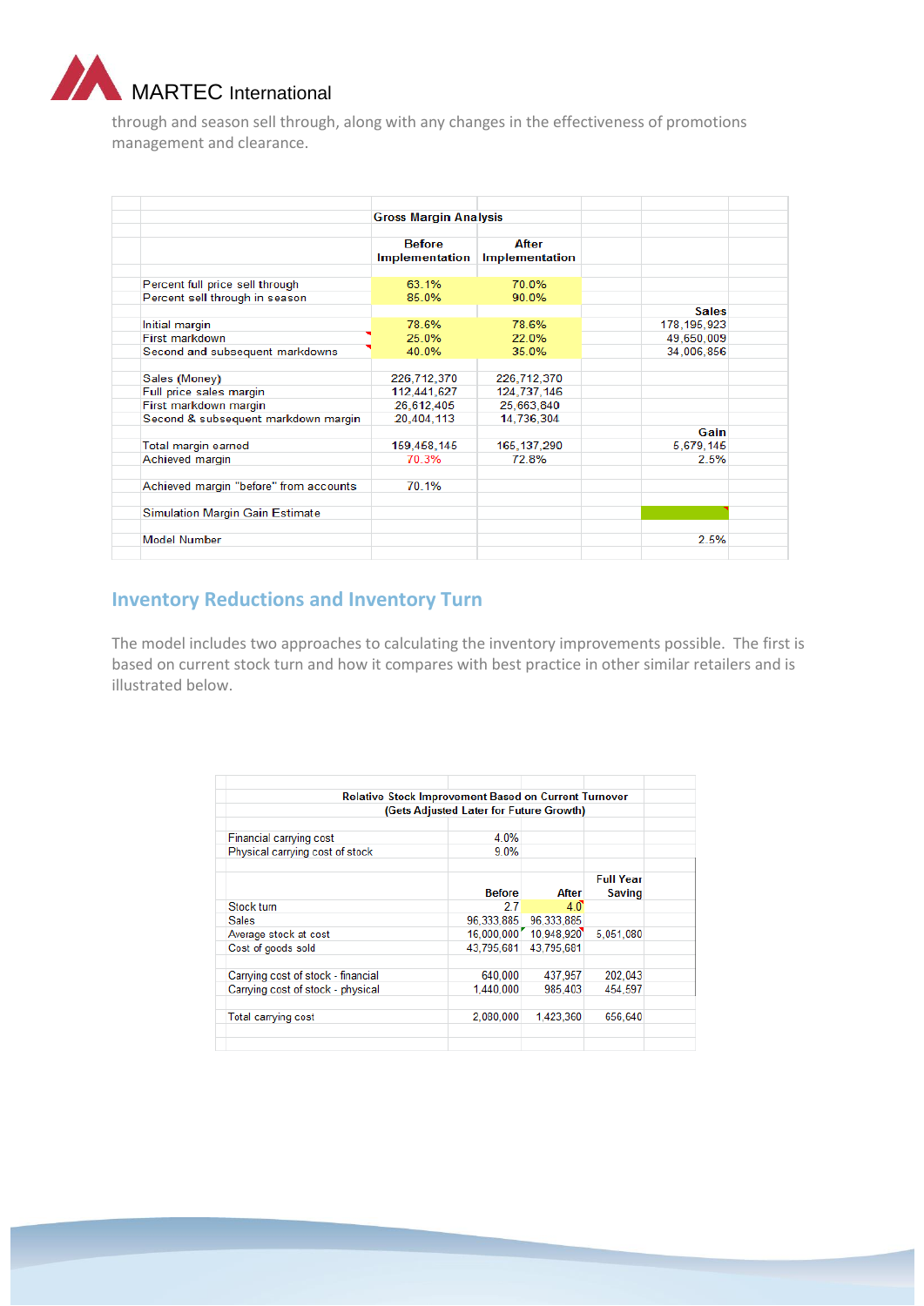through and season sell through, along with any changes in the effectiveness of promotions management and clearance.

| | Gross Margin Analysis | | |
|---|---|---|---|
| | Before Implementation | After Implementation | |
| Percent full price sell through | 63.1% | 70.0% | |
| Percent sell through in season | 85.0% | 90.0% | |
| | | | Sales |
| Initial margin | 78.6% | 78.6% | 178,195,923 |
| First markdown | 25.0% | 22.0% | 49,650,009 |
| Second and subsequent markdowns | 40.0% | 35.0% | 34,006,856 |
| Sales (Money) | 226,712,370 | 226,712,370 | |
| Full price sales margin | 112,441,627 | 124,737,146 | |
| First markdown margin | 26,612,405 | 25,663,840 | |
| Second & subsequent markdown margin | 20,404,113 | 14,736,304 | |
| | | | Gain |
| Total margin earned | 159,458,145 | 165,137,290 | 5,679,145 |
| Achieved margin | 70.3% | 72.8% | 2.5% |
| Achieved margin "before" from accounts | 70.1% | | |
| Simulation Margin Gain Estimate | | | |
| Model Number | | | 2.5% |

## Inventory Reductions and Inventory Turn

The model includes two approaches to calculating the inventory improvements possible. The first is based on current stock turn and how it compares with best practice in other similar retailers and is illustrated below.

| Relative Stock Improvement Based on Current Turnover (Gets Adjusted Later for Future Growth) | | | |
|---|---|---|---|
| Financial carrying cost | 4.0% | | |
| Physical carrying cost of stock | 9.0% | | |
| | Before | After | Full Year Saving |
| Stock turn | 2.7 | 4.0 | |
| Sales | 96,333,885 | 96,333,885 | |
| Average stock at cost | 16,000,000 | 10,948,920 | 5,051,080 |
| Cost of goods sold | 43,795,681 | 43,795,681 | |
| Carrying cost of stock - financial | 640,000 | 437,957 | 202,043 |
| Carrying cost of stock - physical | 1,440,000 | 985,403 | 454,597 |
| Total carrying cost | 2,080,000 | 1,423,360 | 656,640 |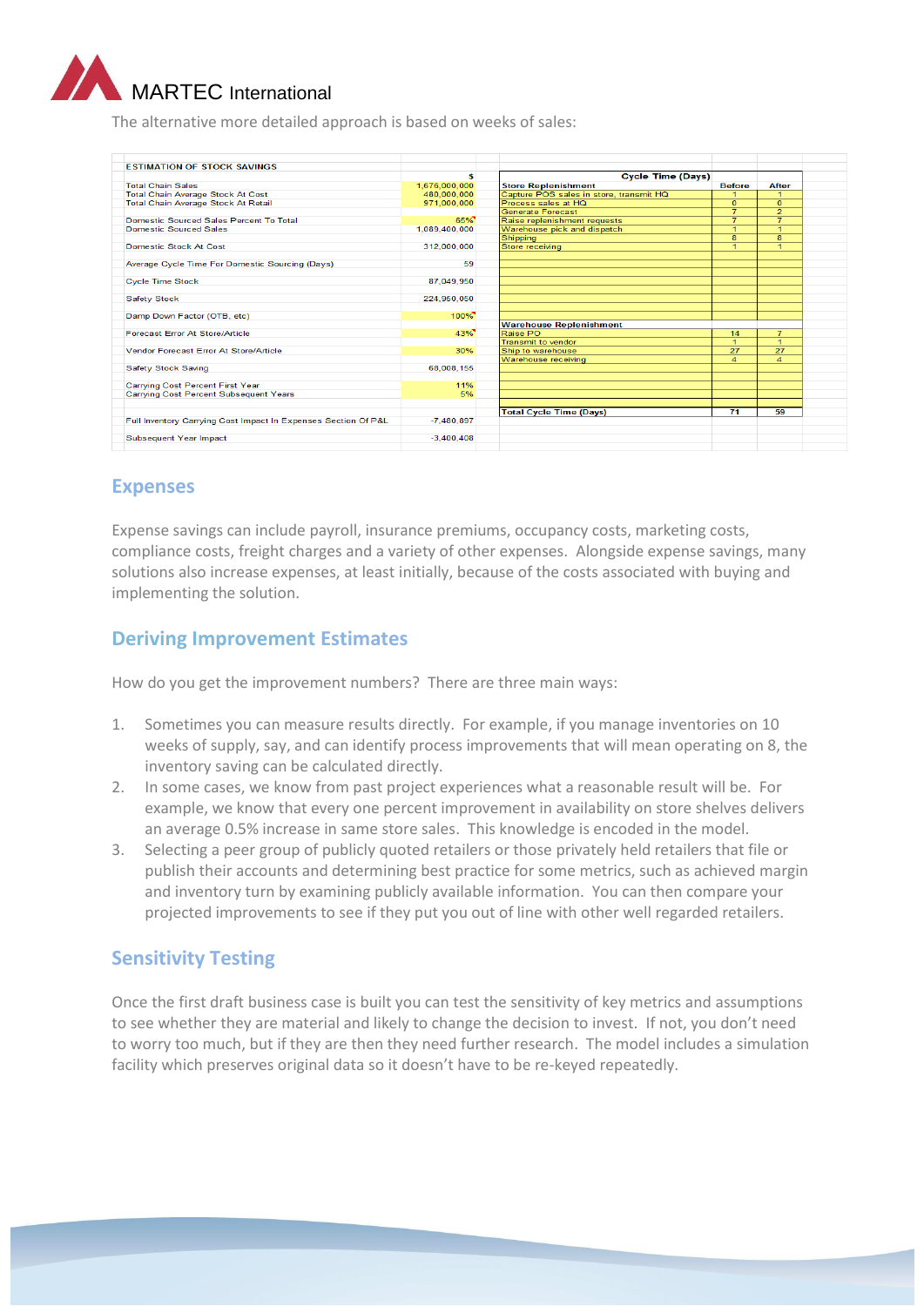The alternative more detailed approach is based on weeks of sales:

**ESTIMATION OF STOCK SAVINGS**

| | $ |
|---|---|
| Total Chain Sales | 1,676,000,000 |
| Total Chain Average Stock At Cost | 480,000,000 |
| Total Chain Average Stock At Retail | 971,000,000 |
| Domestic Sourced Sales Percent To Total | 65% |
| Domestic Sourced Sales | 1,089,400,000 |
| Domestic Stock At Cost | 312,000,000 |
| Average Cycle Time For Domestic Sourcing (Days) | 59 |
| Cycle Time Stock | 87,049,950 |
| Safety Stock | 224,950,050 |
| Damp Down Factor (OTB, etc) | 100% |
| Forecast Error At Store/Article | 43% |
| Vendor Forecast Error At Store/Article | 30% |
| Safety Stock Saving | 68,008,155 |
| Carrying Cost Percent First Year | 11% |
| Carrying Cost Percent Subsequent Years | 5% |
| Full Inventory Carrying Cost Impact In Expenses Section Of P&L | -7,480,897 |
| Subsequent Year Impact | -3,400,408 |

| Cycle Time (Days) | Before | After |
|---|---|---|
| **Store Replenishment** | | |
| Capture POS sales in store, transmit HQ | 1 | 1 |
| Process sales at HQ | 0 | 0 |
| Generate Forecast | 7 | 2 |
| Raise replenishment requests | 7 | 7 |
| Warehouse pick and dispatch | 1 | 1 |
| Shipping | 8 | 8 |
| Store receiving | 1 | 1 |
| **Warehouse Replenishment** | | |
| Raise PO | 14 | 7 |
| Transmit to vendor | 1 | 1 |
| Ship to warehouse | 27 | 27 |
| Warehouse receiving | 4 | 4 |
| **Total Cycle Time (Days)** | 71 | 59 |

## Expenses

Expense savings can include payroll, insurance premiums, occupancy costs, marketing costs, compliance costs, freight charges and a variety of other expenses. Alongside expense savings, many solutions also increase expenses, at least initially, because of the costs associated with buying and implementing the solution.

## Deriving Improvement Estimates

How do you get the improvement numbers? There are three main ways:

1. Sometimes you can measure results directly. For example, if you manage inventories on 10 weeks of supply, say, and can identify process improvements that will mean operating on 8, the inventory saving can be calculated directly.
2. In some cases, we know from past project experiences what a reasonable result will be. For example, we know that every one percent improvement in availability on store shelves delivers an average 0.5% increase in same store sales. This knowledge is encoded in the model.
3. Selecting a peer group of publicly quoted retailers or those privately held retailers that file or publish their accounts and determining best practice for some metrics, such as achieved margin and inventory turn by examining publicly available information. You can then compare your projected improvements to see if they put you out of line with other well regarded retailers.

## Sensitivity Testing

Once the first draft business case is built you can test the sensitivity of key metrics and assumptions to see whether they are material and likely to change the decision to invest. If not, you don't need to worry too much, but if they are then they need further research. The model includes a simulation facility which preserves original data so it doesn't have to be re-keyed repeatedly.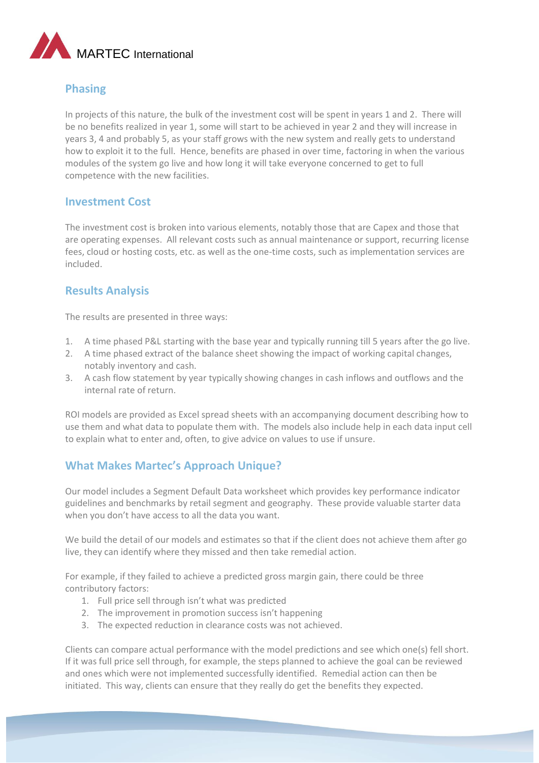## Phasing

In projects of this nature, the bulk of the investment cost will be spent in years 1 and 2. There will be no benefits realized in year 1, some will start to be achieved in year 2 and they will increase in years 3, 4 and probably 5, as your staff grows with the new system and really gets to understand how to exploit it to the full. Hence, benefits are phased in over time, factoring in when the various modules of the system go live and how long it will take everyone concerned to get to full competence with the new facilities.

## Investment Cost

The investment cost is broken into various elements, notably those that are Capex and those that are operating expenses. All relevant costs such as annual maintenance or support, recurring license fees, cloud or hosting costs, etc. as well as the one-time costs, such as implementation services are included.

## Results Analysis

The results are presented in three ways:

1. A time phased P&L starting with the base year and typically running till 5 years after the go live.
2. A time phased extract of the balance sheet showing the impact of working capital changes, notably inventory and cash.
3. A cash flow statement by year typically showing changes in cash inflows and outflows and the internal rate of return.

ROI models are provided as Excel spread sheets with an accompanying document describing how to use them and what data to populate them with. The models also include help in each data input cell to explain what to enter and, often, to give advice on values to use if unsure.

## What Makes Martec's Approach Unique?

Our model includes a Segment Default Data worksheet which provides key performance indicator guidelines and benchmarks by retail segment and geography. These provide valuable starter data when you don't have access to all the data you want.

We build the detail of our models and estimates so that if the client does not achieve them after go live, they can identify where they missed and then take remedial action.

For example, if they failed to achieve a predicted gross margin gain, there could be three contributory factors:

1. Full price sell through isn't what was predicted
2. The improvement in promotion success isn't happening
3. The expected reduction in clearance costs was not achieved.

Clients can compare actual performance with the model predictions and see which one(s) fell short. If it was full price sell through, for example, the steps planned to achieve the goal can be reviewed and ones which were not implemented successfully identified. Remedial action can then be initiated. This way, clients can ensure that they really do get the benefits they expected.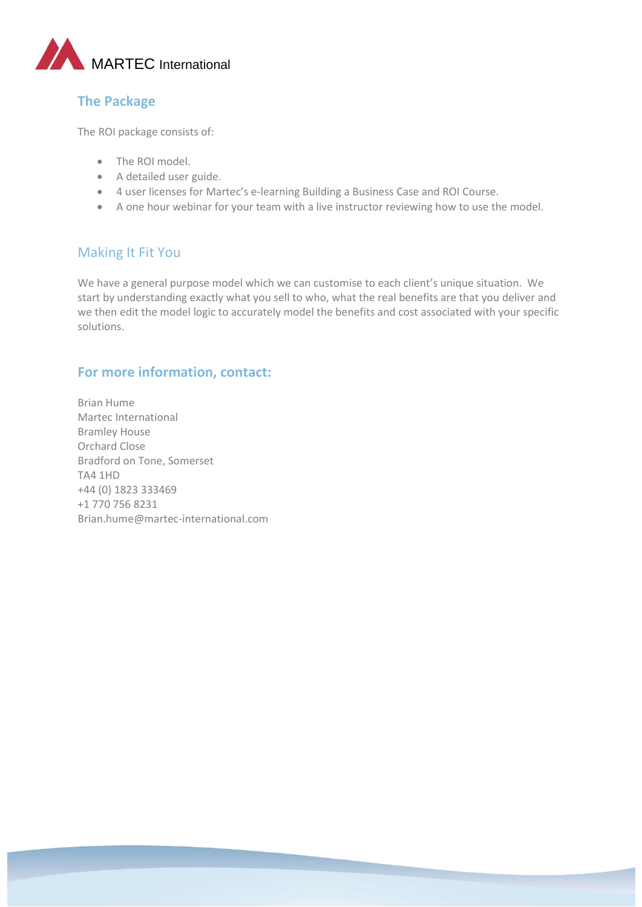MARTEC International

## The Package

The ROI package consists of:

- The ROI model.
- A detailed user guide.
- 4 user licenses for Martec's e-learning Building a Business Case and ROI Course.
- A one hour webinar for your team with a live instructor reviewing how to use the model.

## Making It Fit You

We have a general purpose model which we can customise to each client's unique situation. We start by understanding exactly what you sell to who, what the real benefits are that you deliver and we then edit the model logic to accurately model the benefits and cost associated with your specific solutions.

## For more information, contact:

Brian Hume
Martec International
Bramley House
Orchard Close
Bradford on Tone, Somerset
TA4 1HD
+44 (0) 1823 333469
+1 770 756 8231
Brian.hume@martec-international.com